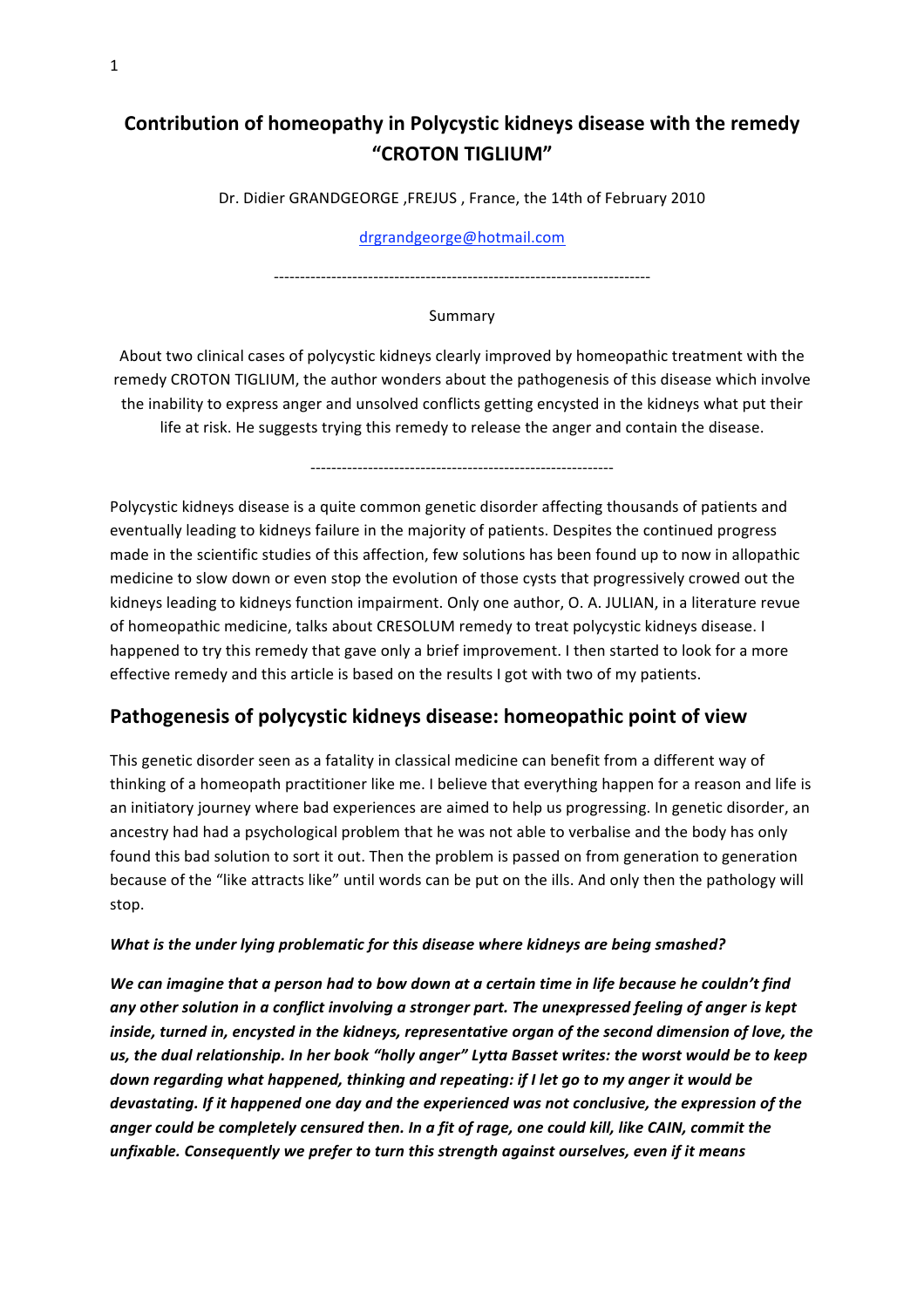# Contribution of homeopathy in Polycystic kidneys disease with the remedy "CROTON TIGLIUM"

Dr. Didier GRANDGEORGE ,FREJUS , France, the 14th of February 2010

drgrandgeorge@hotmail.com

------------------------------------------------------------------------

Summary

About two clinical cases of polycystic kidneys clearly improved by homeopathic treatment with the remedy CROTON TIGLIUM, the author wonders about the pathogenesis of this disease which involve the inability to express anger and unsolved conflicts getting encysted in the kidneys what put their life at risk. He suggests trying this remedy to release the anger and contain the disease.

---------------------------------------------------------

Polycystic kidneys disease is a quite common genetic disorder affecting thousands of patients and eventually leading to kidneys failure in the majority of patients. Despites the continued progress made in the scientific studies of this affection, few solutions has been found up to now in allopathic medicine to slow down or even stop the evolution of those cysts that progressively crowed out the kidneys leading to kidneys function impairment. Only one author, O. A. JULIAN, in a literature revue of homeopathic medicine, talks about CRESOLUM remedy to treat polycystic kidneys disease. I happened to try this remedy that gave only a brief improvement. I then started to look for a more effective remedy and this article is based on the results I got with two of my patients.

## Pathogenesis of polycystic kidneys disease: homeopathic point of view

This genetic disorder seen as a fatality in classical medicine can benefit from a different way of thinking of a homeopath practitioner like me. I believe that everything happen for a reason and life is an initiatory journey where bad experiences are aimed to help us progressing. In genetic disorder, an ancestry had had a psychological problem that he was not able to verbalise and the body has only found this bad solution to sort it out. Then the problem is passed on from generation to generation because of the "like attracts like" until words can be put on the ills. And only then the pathology will stop.

***What is the under lying problematic for this disease where kidneys are being smashed?***

***We can imagine that a person had to bow down at a certain time in life because he couldn't find any other solution in a conflict involving a stronger part. The unexpressed feeling of anger is kept inside, turned in, encysted in the kidneys, representative organ of the second dimension of love, the us, the dual relationship. In her book "holly anger" Lytta Basset writes: the worst would be to keep down regarding what happened, thinking and repeating: if I let go to my anger it would be devastating. If it happened one day and the experienced was not conclusive, the expression of the anger could be completely censured then. In a fit of rage, one could kill, like CAIN, commit the unfixable. Consequently we prefer to turn this strength against ourselves, even if it means***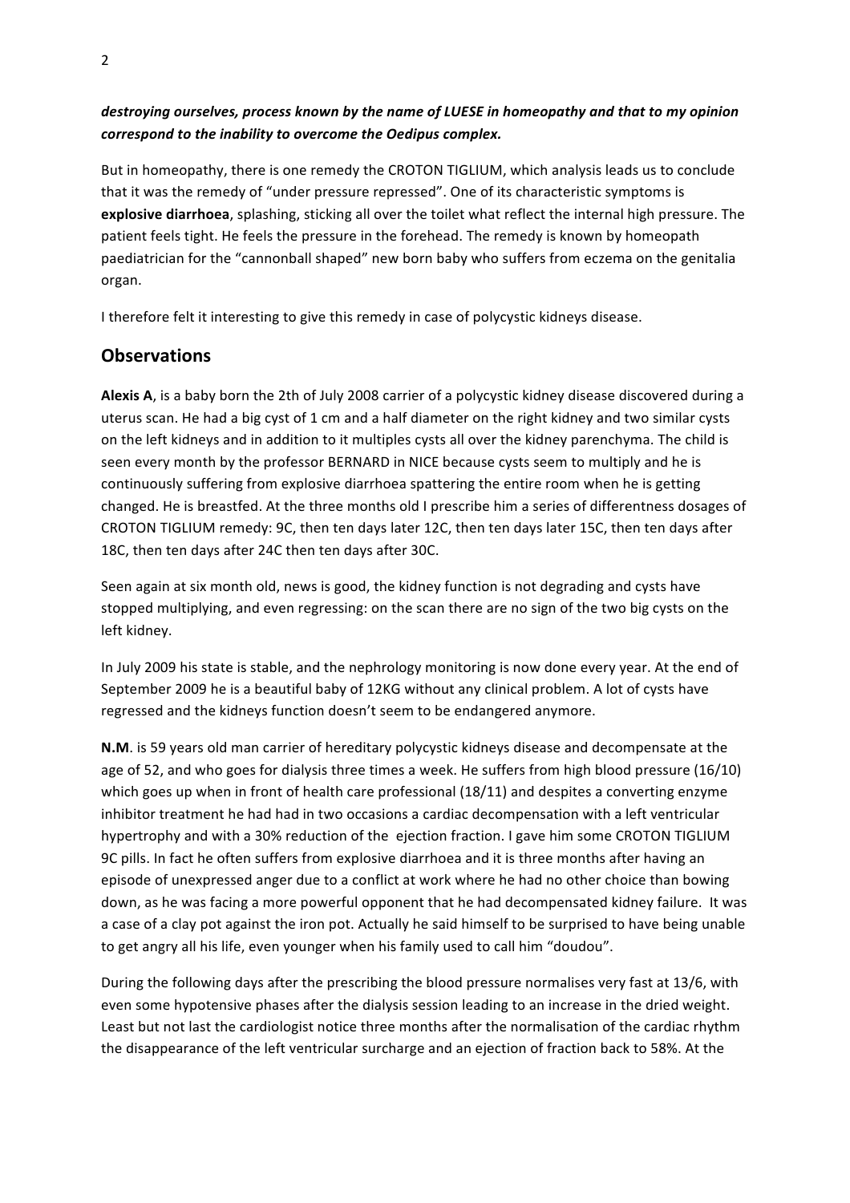***destroying ourselves, process known by the name of LUESE in homeopathy and that to my opinion correspond to the inability to overcome the Oedipus complex.***

But in homeopathy, there is one remedy the CROTON TIGLIUM, which analysis leads us to conclude that it was the remedy of "under pressure repressed". One of its characteristic symptoms is **explosive diarrhoea**, splashing, sticking all over the toilet what reflect the internal high pressure. The patient feels tight. He feels the pressure in the forehead. The remedy is known by homeopath paediatrician for the "cannonball shaped" new born baby who suffers from eczema on the genitalia organ.

I therefore felt it interesting to give this remedy in case of polycystic kidneys disease.

## Observations

**Alexis A**, is a baby born the 2th of July 2008 carrier of a polycystic kidney disease discovered during a uterus scan. He had a big cyst of 1 cm and a half diameter on the right kidney and two similar cysts on the left kidneys and in addition to it multiples cysts all over the kidney parenchyma. The child is seen every month by the professor BERNARD in NICE because cysts seem to multiply and he is continuously suffering from explosive diarrhoea spattering the entire room when he is getting changed. He is breastfed. At the three months old I prescribe him a series of differentness dosages of CROTON TIGLIUM remedy: 9C, then ten days later 12C, then ten days later 15C, then ten days after 18C, then ten days after 24C then ten days after 30C.

Seen again at six month old, news is good, the kidney function is not degrading and cysts have stopped multiplying, and even regressing: on the scan there are no sign of the two big cysts on the left kidney.

In July 2009 his state is stable, and the nephrology monitoring is now done every year. At the end of September 2009 he is a beautiful baby of 12KG without any clinical problem. A lot of cysts have regressed and the kidneys function doesn't seem to be endangered anymore.

**N.M**. is 59 years old man carrier of hereditary polycystic kidneys disease and decompensate at the age of 52, and who goes for dialysis three times a week. He suffers from high blood pressure (16/10) which goes up when in front of health care professional (18/11) and despites a converting enzyme inhibitor treatment he had had in two occasions a cardiac decompensation with a left ventricular hypertrophy and with a 30% reduction of the ejection fraction. I gave him some CROTON TIGLIUM 9C pills. In fact he often suffers from explosive diarrhoea and it is three months after having an episode of unexpressed anger due to a conflict at work where he had no other choice than bowing down, as he was facing a more powerful opponent that he had decompensated kidney failure. It was a case of a clay pot against the iron pot. Actually he said himself to be surprised to have being unable to get angry all his life, even younger when his family used to call him "doudou".

During the following days after the prescribing the blood pressure normalises very fast at 13/6, with even some hypotensive phases after the dialysis session leading to an increase in the dried weight. Least but not last the cardiologist notice three months after the normalisation of the cardiac rhythm the disappearance of the left ventricular surcharge and an ejection of fraction back to 58%. At the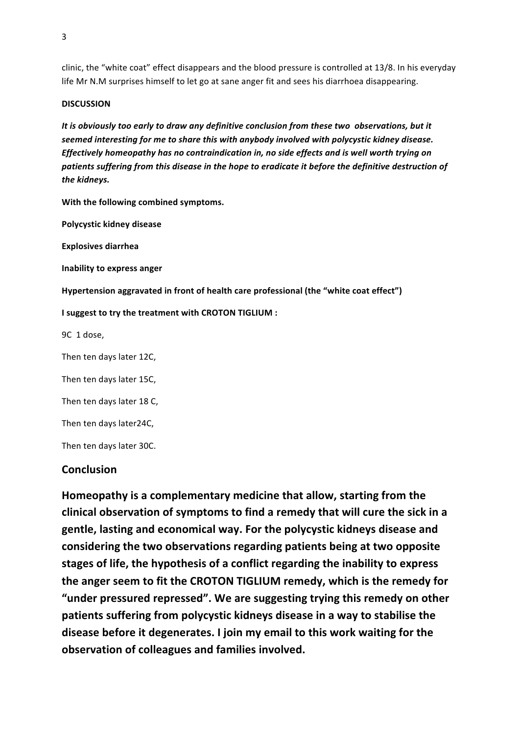clinic, the "white coat" effect disappears and the blood pressure is controlled at 13/8. In his everyday life Mr N.M surprises himself to let go at sane anger fit and sees his diarrhoea disappearing.

**DISCUSSION**

***It is obviously too early to draw any definitive conclusion from these two observations, but it seemed interesting for me to share this with anybody involved with polycystic kidney disease. Effectively homeopathy has no contraindication in, no side effects and is well worth trying on patients suffering from this disease in the hope to eradicate it before the definitive destruction of the kidneys.***

**With the following combined symptoms.**

**Polycystic kidney disease**

**Explosives diarrhea**

**Inability to express anger**

**Hypertension aggravated in front of health care professional (the "white coat effect")**

**I suggest to try the treatment with CROTON TIGLIUM :**

9C 1 dose,

Then ten days later 12C,

Then ten days later 15C,

Then ten days later 18 C,

Then ten days later24C,

Then ten days later 30C.

## Conclusion

**Homeopathy is a complementary medicine that allow, starting from the clinical observation of symptoms to find a remedy that will cure the sick in a gentle, lasting and economical way. For the polycystic kidneys disease and considering the two observations regarding patients being at two opposite stages of life, the hypothesis of a conflict regarding the inability to express the anger seem to fit the CROTON TIGLIUM remedy, which is the remedy for "under pressured repressed". We are suggesting trying this remedy on other patients suffering from polycystic kidneys disease in a way to stabilise the disease before it degenerates. I join my email to this work waiting for the observation of colleagues and families involved.**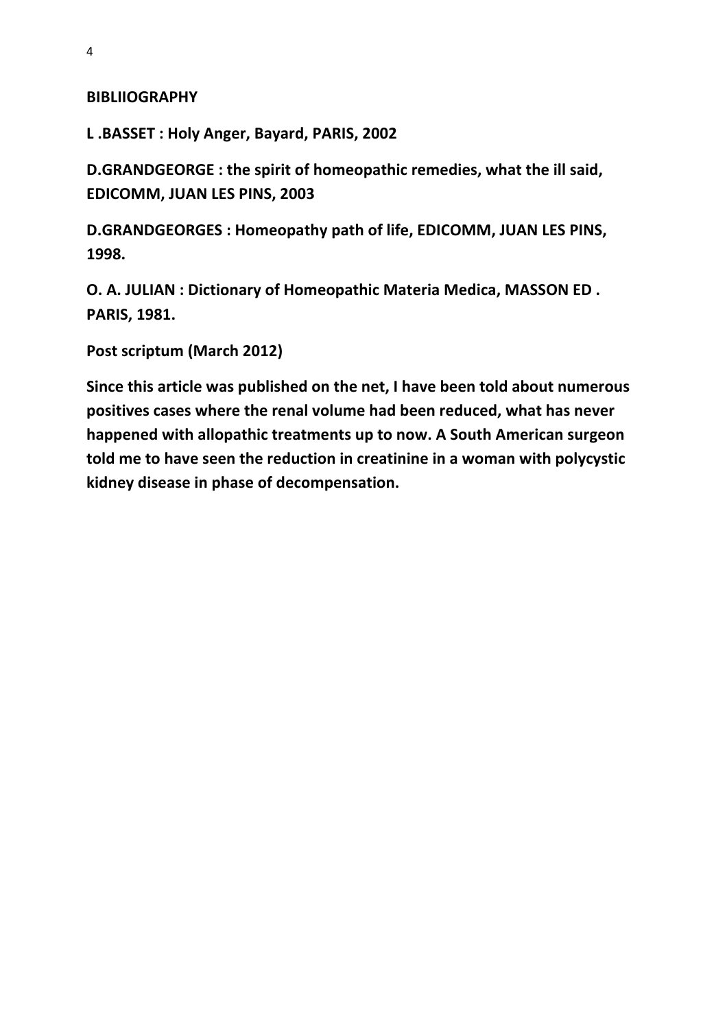## BIBLIIOGRAPHY

**L .BASSET : Holy Anger, Bayard, PARIS, 2002**

**D.GRANDGEORGE : the spirit of homeopathic remedies, what the ill said, EDICOMM, JUAN LES PINS, 2003**

**D.GRANDGEORGES : Homeopathy path of life, EDICOMM, JUAN LES PINS, 1998.**

**O. A. JULIAN : Dictionary of Homeopathic Materia Medica, MASSON ED . PARIS, 1981.**

**Post scriptum (March 2012)**

**Since this article was published on the net, I have been told about numerous positives cases where the renal volume had been reduced, what has never happened with allopathic treatments up to now. A South American surgeon told me to have seen the reduction in creatinine in a woman with polycystic kidney disease in phase of decompensation.**